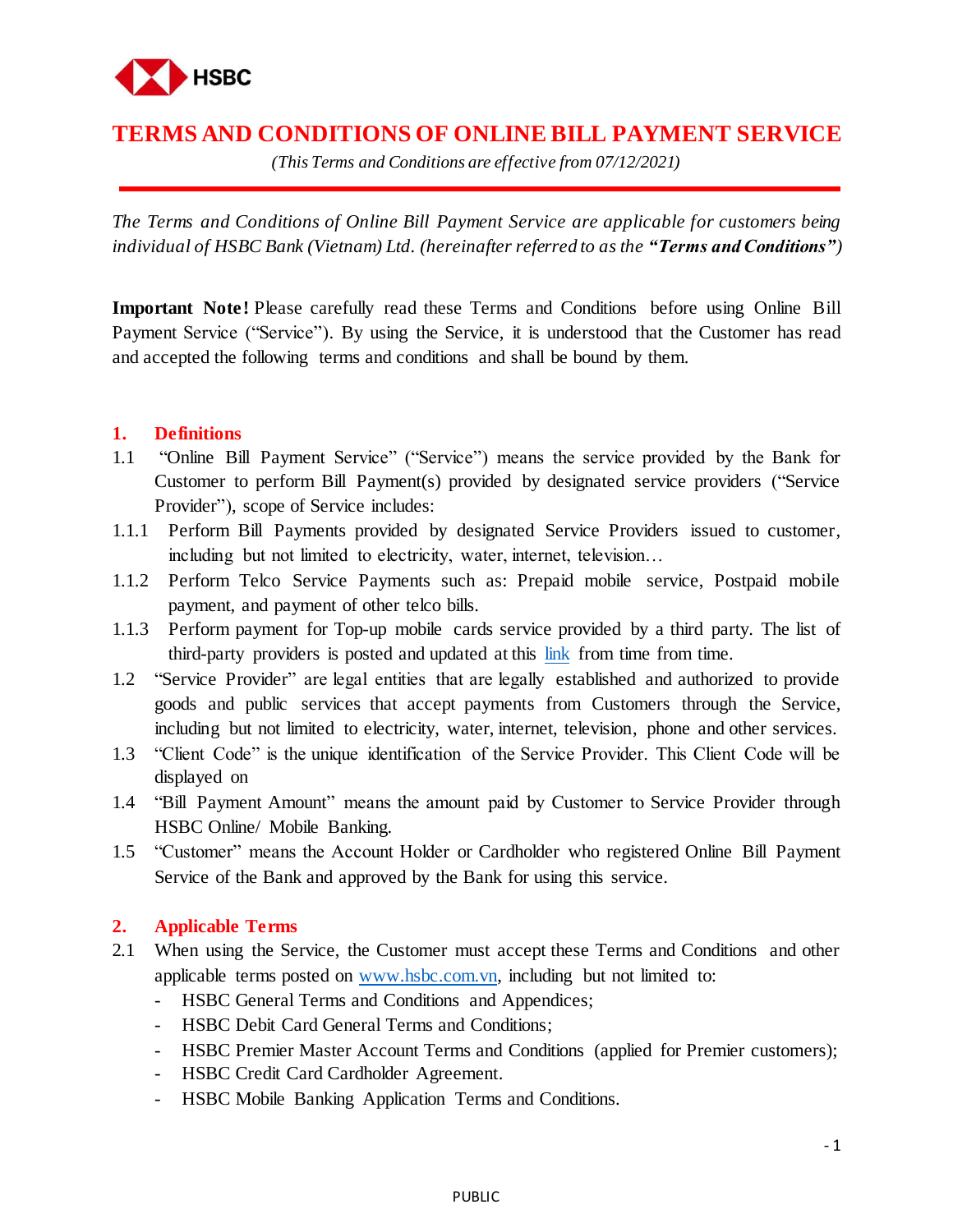HSBC

# TERMS AND CONDITIONS OF ONLINE BILL PAYMENT SERVICE

*(This Terms and Conditions are effective from 07/12/2021)*

*The Terms and Conditions of Online Bill Payment Service are applicable for customers being individual of HSBC Bank (Vietnam) Ltd. (hereinafter referred to as the **"Terms and Conditions"**)*

**Important Note!** Please carefully read these Terms and Conditions before using Online Bill Payment Service ("Service"). By using the Service, it is understood that the Customer has read and accepted the following terms and conditions and shall be bound by them.

## 1. Definitions

1.1 "Online Bill Payment Service" ("Service") means the service provided by the Bank for Customer to perform Bill Payment(s) provided by designated service providers ("Service Provider"), scope of Service includes:

1.1.1 Perform Bill Payments provided by designated Service Providers issued to customer, including but not limited to electricity, water, internet, television…

1.1.2 Perform Telco Service Payments such as: Prepaid mobile service, Postpaid mobile payment, and payment of other telco bills.

1.1.3 Perform payment for Top-up mobile cards service provided by a third party. The list of third-party providers is posted and updated at this link from time from time.

1.2 "Service Provider" are legal entities that are legally established and authorized to provide goods and public services that accept payments from Customers through the Service, including but not limited to electricity, water, internet, television, phone and other services.

1.3 "Client Code" is the unique identification of the Service Provider. This Client Code will be displayed on

1.4 "Bill Payment Amount" means the amount paid by Customer to Service Provider through HSBC Online/ Mobile Banking.

1.5 "Customer" means the Account Holder or Cardholder who registered Online Bill Payment Service of the Bank and approved by the Bank for using this service.

## 2. Applicable Terms

2.1 When using the Service, the Customer must accept these Terms and Conditions and other applicable terms posted on www.hsbc.com.vn, including but not limited to:

- HSBC General Terms and Conditions and Appendices;
- HSBC Debit Card General Terms and Conditions;
- HSBC Premier Master Account Terms and Conditions (applied for Premier customers);
- HSBC Credit Card Cardholder Agreement.
- HSBC Mobile Banking Application Terms and Conditions.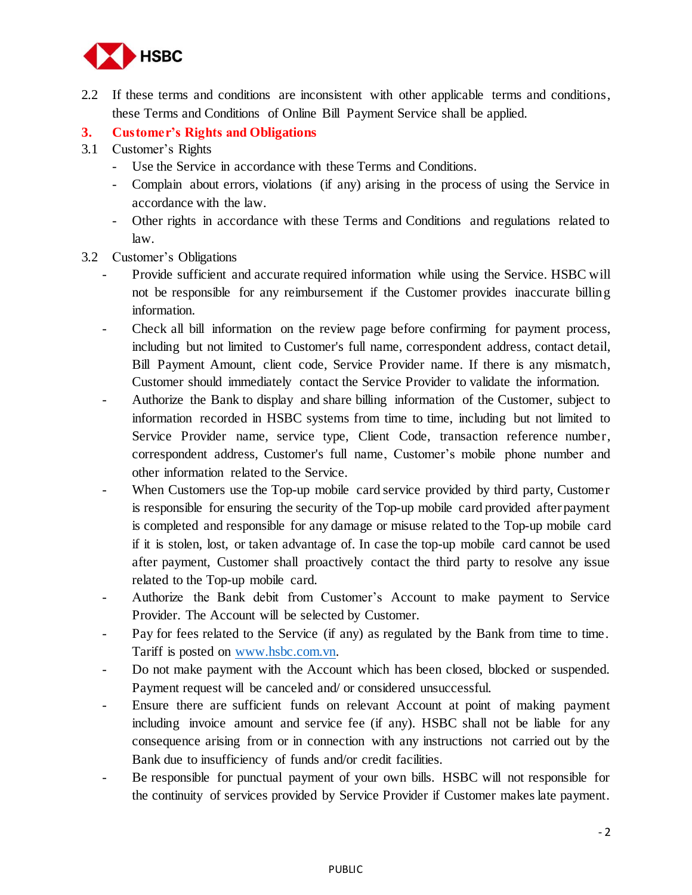2.2 If these terms and conditions are inconsistent with other applicable terms and conditions, these Terms and Conditions of Online Bill Payment Service shall be applied.

## 3. Customer's Rights and Obligations

3.1 Customer's Rights

- Use the Service in accordance with these Terms and Conditions.
- Complain about errors, violations (if any) arising in the process of using the Service in accordance with the law.
- Other rights in accordance with these Terms and Conditions and regulations related to law.

3.2 Customer's Obligations

- Provide sufficient and accurate required information while using the Service. HSBC will not be responsible for any reimbursement if the Customer provides inaccurate billing information.
- Check all bill information on the review page before confirming for payment process, including but not limited to Customer's full name, correspondent address, contact detail, Bill Payment Amount, client code, Service Provider name. If there is any mismatch, Customer should immediately contact the Service Provider to validate the information.
- Authorize the Bank to display and share billing information of the Customer, subject to information recorded in HSBC systems from time to time, including but not limited to Service Provider name, service type, Client Code, transaction reference number, correspondent address, Customer's full name, Customer's mobile phone number and other information related to the Service.
- When Customers use the Top-up mobile card service provided by third party, Customer is responsible for ensuring the security of the Top-up mobile card provided after payment is completed and responsible for any damage or misuse related to the Top-up mobile card if it is stolen, lost, or taken advantage of. In case the top-up mobile card cannot be used after payment, Customer shall proactively contact the third party to resolve any issue related to the Top-up mobile card.
- Authorize the Bank debit from Customer's Account to make payment to Service Provider. The Account will be selected by Customer.
- Pay for fees related to the Service (if any) as regulated by the Bank from time to time. Tariff is posted on www.hsbc.com.vn.
- Do not make payment with the Account which has been closed, blocked or suspended. Payment request will be canceled and/ or considered unsuccessful.
- Ensure there are sufficient funds on relevant Account at point of making payment including invoice amount and service fee (if any). HSBC shall not be liable for any consequence arising from or in connection with any instructions not carried out by the Bank due to insufficiency of funds and/or credit facilities.
- Be responsible for punctual payment of your own bills. HSBC will not responsible for the continuity of services provided by Service Provider if Customer makes late payment.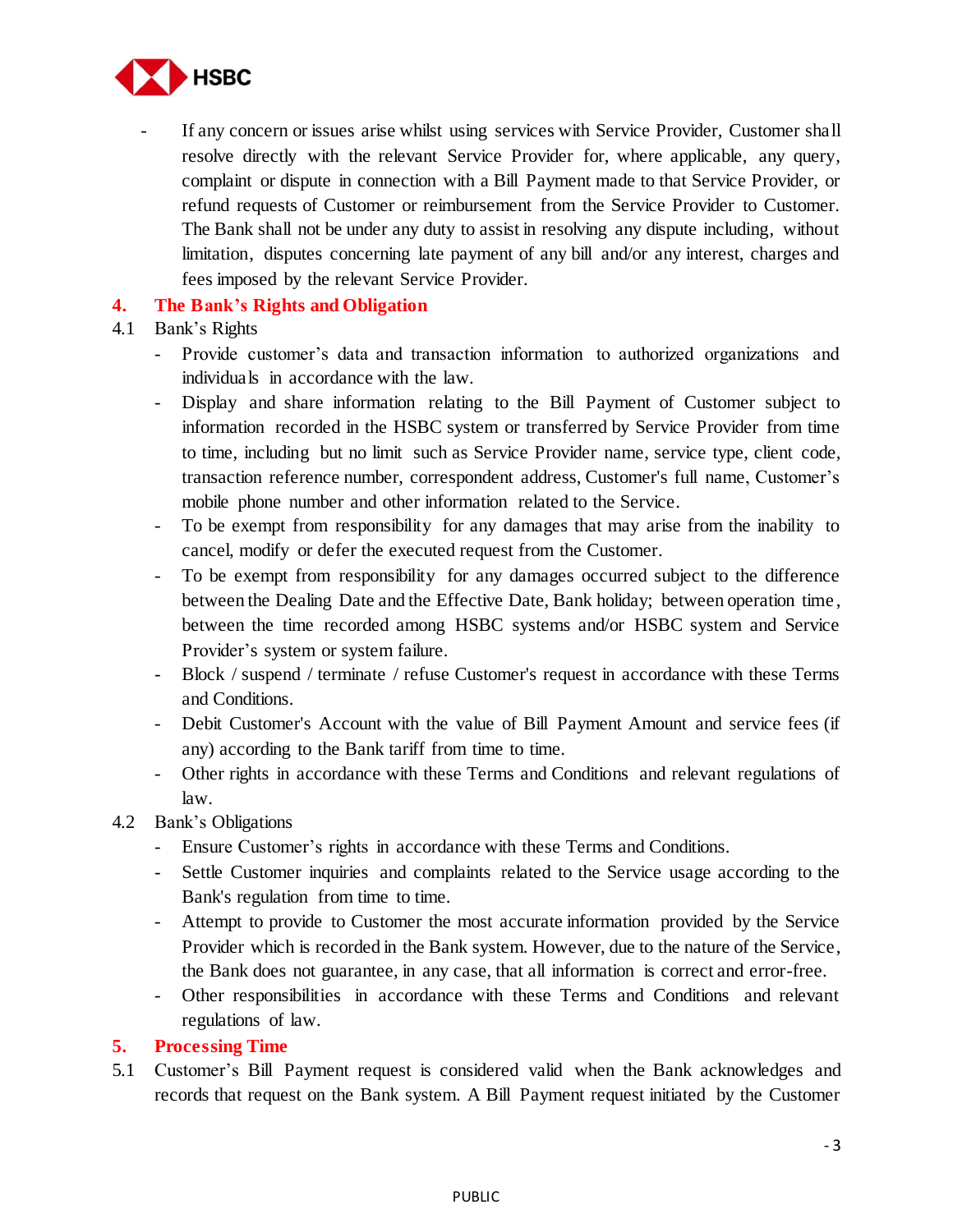- If any concern or issues arise whilst using services with Service Provider, Customer shall resolve directly with the relevant Service Provider for, where applicable, any query, complaint or dispute in connection with a Bill Payment made to that Service Provider, or refund requests of Customer or reimbursement from the Service Provider to Customer. The Bank shall not be under any duty to assist in resolving any dispute including, without limitation, disputes concerning late payment of any bill and/or any interest, charges and fees imposed by the relevant Service Provider.

## 4. The Bank's Rights and Obligation

4.1 Bank's Rights

- Provide customer's data and transaction information to authorized organizations and individuals in accordance with the law.
- Display and share information relating to the Bill Payment of Customer subject to information recorded in the HSBC system or transferred by Service Provider from time to time, including but no limit such as Service Provider name, service type, client code, transaction reference number, correspondent address, Customer's full name, Customer's mobile phone number and other information related to the Service.
- To be exempt from responsibility for any damages that may arise from the inability to cancel, modify or defer the executed request from the Customer.
- To be exempt from responsibility for any damages occurred subject to the difference between the Dealing Date and the Effective Date, Bank holiday; between operation time, between the time recorded among HSBC systems and/or HSBC system and Service Provider's system or system failure.
- Block / suspend / terminate / refuse Customer's request in accordance with these Terms and Conditions.
- Debit Customer's Account with the value of Bill Payment Amount and service fees (if any) according to the Bank tariff from time to time.
- Other rights in accordance with these Terms and Conditions and relevant regulations of law.

4.2 Bank's Obligations

- Ensure Customer's rights in accordance with these Terms and Conditions.
- Settle Customer inquiries and complaints related to the Service usage according to the Bank's regulation from time to time.
- Attempt to provide to Customer the most accurate information provided by the Service Provider which is recorded in the Bank system. However, due to the nature of the Service, the Bank does not guarantee, in any case, that all information is correct and error-free.
- Other responsibilities in accordance with these Terms and Conditions and relevant regulations of law.

## 5. Processing Time

5.1 Customer's Bill Payment request is considered valid when the Bank acknowledges and records that request on the Bank system. A Bill Payment request initiated by the Customer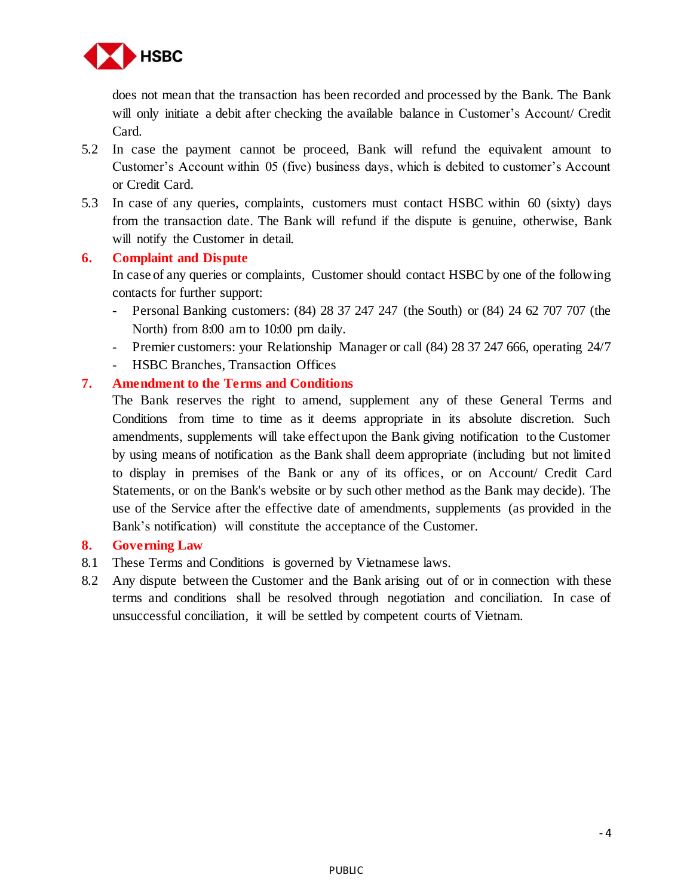does not mean that the transaction has been recorded and processed by the Bank. The Bank will only initiate a debit after checking the available balance in Customer's Account/ Credit Card.

5.2 In case the payment cannot be proceed, Bank will refund the equivalent amount to Customer's Account within 05 (five) business days, which is debited to customer's Account or Credit Card.

5.3 In case of any queries, complaints, customers must contact HSBC within 60 (sixty) days from the transaction date. The Bank will refund if the dispute is genuine, otherwise, Bank will notify the Customer in detail.

## 6. Complaint and Dispute

In case of any queries or complaints, Customer should contact HSBC by one of the following contacts for further support:

- Personal Banking customers: (84) 28 37 247 247 (the South) or (84) 24 62 707 707 (the North) from 8:00 am to 10:00 pm daily.
- Premier customers: your Relationship Manager or call (84) 28 37 247 666, operating 24/7
- HSBC Branches, Transaction Offices

## 7. Amendment to the Terms and Conditions

The Bank reserves the right to amend, supplement any of these General Terms and Conditions from time to time as it deems appropriate in its absolute discretion. Such amendments, supplements will take effect upon the Bank giving notification to the Customer by using means of notification as the Bank shall deem appropriate (including but not limited to display in premises of the Bank or any of its offices, or on Account/ Credit Card Statements, or on the Bank's website or by such other method as the Bank may decide). The use of the Service after the effective date of amendments, supplements (as provided in the Bank's notification) will constitute the acceptance of the Customer.

## 8. Governing Law

8.1 These Terms and Conditions is governed by Vietnamese laws.

8.2 Any dispute between the Customer and the Bank arising out of or in connection with these terms and conditions shall be resolved through negotiation and conciliation. In case of unsuccessful conciliation, it will be settled by competent courts of Vietnam.